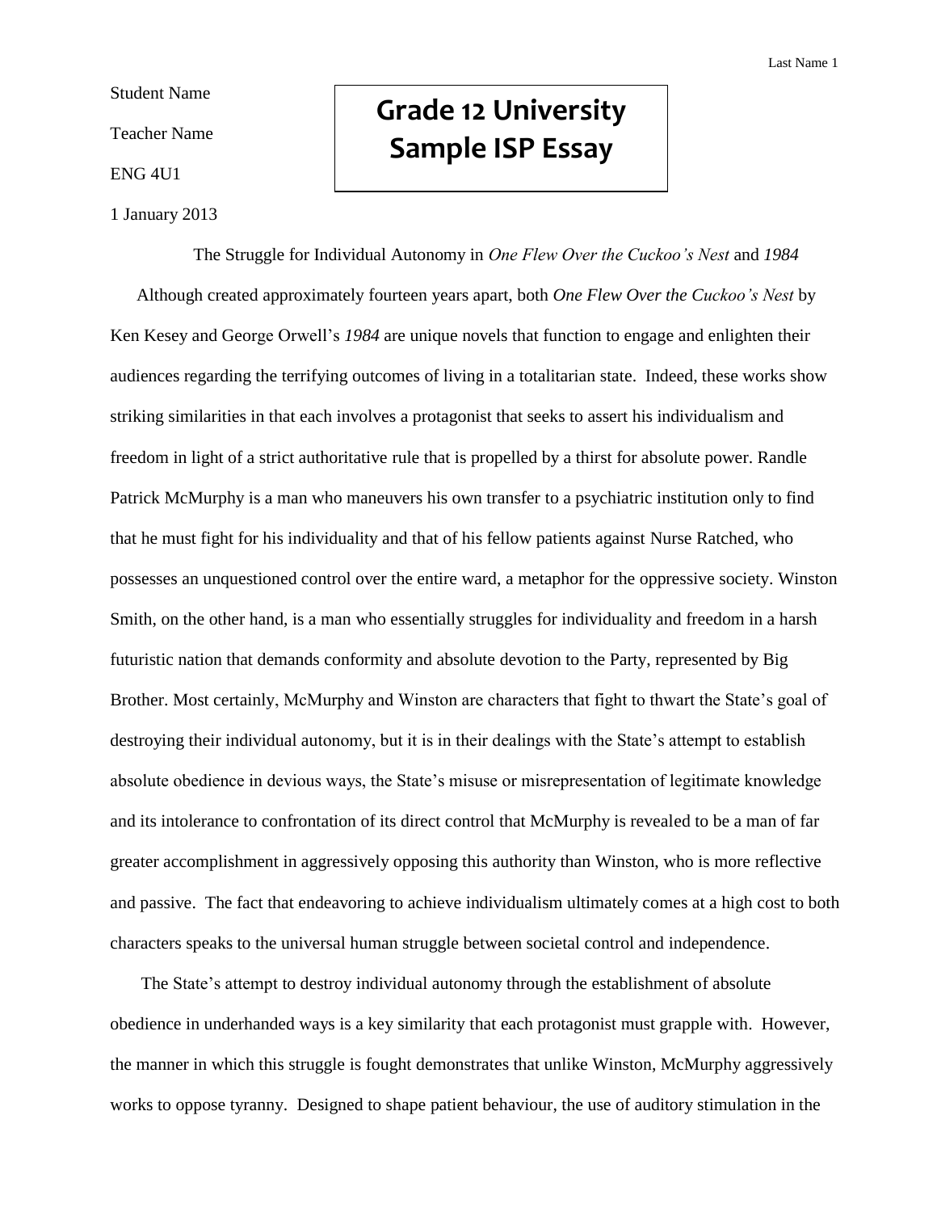Student Name

Teacher Name

ENG 4U1

1 January 2013

# Grade 12 University Sample ISP Essay

## The Struggle for Individual Autonomy in *One Flew Over the Cuckoo's Nest* and *1984*

Although created approximately fourteen years apart, both *One Flew Over the Cuckoo's Nest* by Ken Kesey and George Orwell's *1984* are unique novels that function to engage and enlighten their audiences regarding the terrifying outcomes of living in a totalitarian state. Indeed, these works show striking similarities in that each involves a protagonist that seeks to assert his individualism and freedom in light of a strict authoritative rule that is propelled by a thirst for absolute power. Randle Patrick McMurphy is a man who maneuvers his own transfer to a psychiatric institution only to find that he must fight for his individuality and that of his fellow patients against Nurse Ratched, who possesses an unquestioned control over the entire ward, a metaphor for the oppressive society. Winston Smith, on the other hand, is a man who essentially struggles for individuality and freedom in a harsh futuristic nation that demands conformity and absolute devotion to the Party, represented by Big Brother. Most certainly, McMurphy and Winston are characters that fight to thwart the State's goal of destroying their individual autonomy, but it is in their dealings with the State's attempt to establish absolute obedience in devious ways, the State's misuse or misrepresentation of legitimate knowledge and its intolerance to confrontation of its direct control that McMurphy is revealed to be a man of far greater accomplishment in aggressively opposing this authority than Winston, who is more reflective and passive. The fact that endeavoring to achieve individualism ultimately comes at a high cost to both characters speaks to the universal human struggle between societal control and independence.

The State's attempt to destroy individual autonomy through the establishment of absolute obedience in underhanded ways is a key similarity that each protagonist must grapple with. However, the manner in which this struggle is fought demonstrates that unlike Winston, McMurphy aggressively works to oppose tyranny. Designed to shape patient behaviour, the use of auditory stimulation in the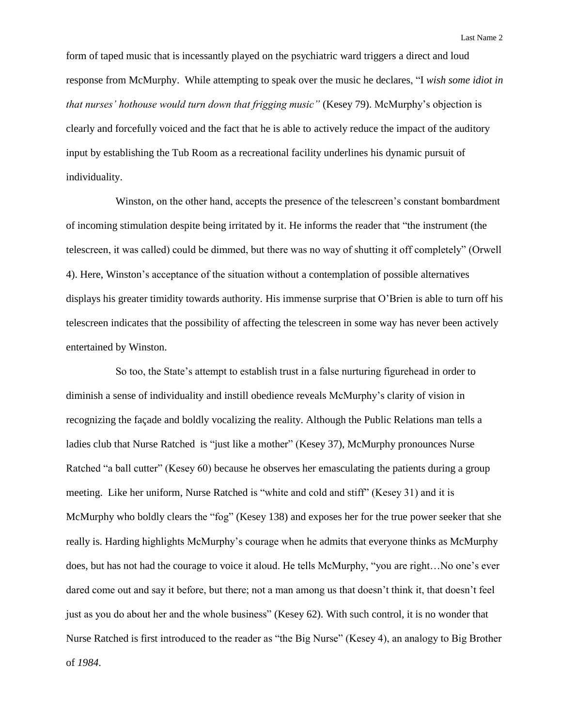form of taped music that is incessantly played on the psychiatric ward triggers a direct and loud response from McMurphy. While attempting to speak over the music he declares, "I *wish some idiot in that nurses' hothouse would turn down that frigging music"* (Kesey 79). McMurphy's objection is clearly and forcefully voiced and the fact that he is able to actively reduce the impact of the auditory input by establishing the Tub Room as a recreational facility underlines his dynamic pursuit of individuality.

Winston, on the other hand, accepts the presence of the telescreen's constant bombardment of incoming stimulation despite being irritated by it. He informs the reader that "the instrument (the telescreen, it was called) could be dimmed, but there was no way of shutting it off completely" (Orwell 4). Here, Winston's acceptance of the situation without a contemplation of possible alternatives displays his greater timidity towards authority. His immense surprise that O'Brien is able to turn off his telescreen indicates that the possibility of affecting the telescreen in some way has never been actively entertained by Winston.

So too, the State's attempt to establish trust in a false nurturing figurehead in order to diminish a sense of individuality and instill obedience reveals McMurphy's clarity of vision in recognizing the façade and boldly vocalizing the reality. Although the Public Relations man tells a ladies club that Nurse Ratched is "just like a mother" (Kesey 37), McMurphy pronounces Nurse Ratched "a ball cutter" (Kesey 60) because he observes her emasculating the patients during a group meeting. Like her uniform, Nurse Ratched is "white and cold and stiff" (Kesey 31) and it is McMurphy who boldly clears the "fog" (Kesey 138) and exposes her for the true power seeker that she really is. Harding highlights McMurphy's courage when he admits that everyone thinks as McMurphy does, but has not had the courage to voice it aloud. He tells McMurphy, "you are right…No one's ever dared come out and say it before, but there; not a man among us that doesn't think it, that doesn't feel just as you do about her and the whole business" (Kesey 62). With such control, it is no wonder that Nurse Ratched is first introduced to the reader as "the Big Nurse" (Kesey 4), an analogy to Big Brother of *1984*.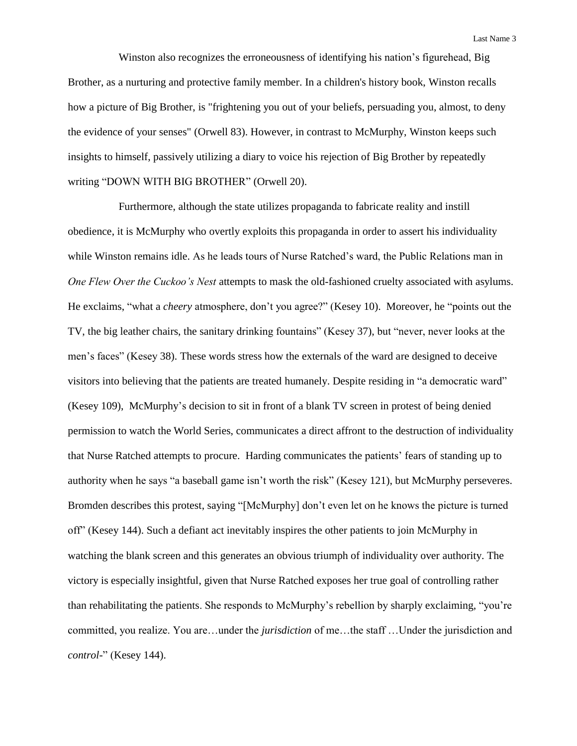Winston also recognizes the erroneousness of identifying his nation's figurehead, Big Brother, as a nurturing and protective family member. In a children's history book, Winston recalls how a picture of Big Brother, is "frightening you out of your beliefs, persuading you, almost, to deny the evidence of your senses" (Orwell 83). However, in contrast to McMurphy, Winston keeps such insights to himself, passively utilizing a diary to voice his rejection of Big Brother by repeatedly writing "DOWN WITH BIG BROTHER" (Orwell 20).

Furthermore, although the state utilizes propaganda to fabricate reality and instill obedience, it is McMurphy who overtly exploits this propaganda in order to assert his individuality while Winston remains idle. As he leads tours of Nurse Ratched's ward, the Public Relations man in *One Flew Over the Cuckoo's Nest* attempts to mask the old-fashioned cruelty associated with asylums. He exclaims, "what a *cheery* atmosphere, don't you agree?" (Kesey 10). Moreover, he "points out the TV, the big leather chairs, the sanitary drinking fountains" (Kesey 37), but "never, never looks at the men's faces" (Kesey 38). These words stress how the externals of the ward are designed to deceive visitors into believing that the patients are treated humanely. Despite residing in "a democratic ward" (Kesey 109), McMurphy's decision to sit in front of a blank TV screen in protest of being denied permission to watch the World Series, communicates a direct affront to the destruction of individuality that Nurse Ratched attempts to procure. Harding communicates the patients' fears of standing up to authority when he says "a baseball game isn't worth the risk" (Kesey 121), but McMurphy perseveres. Bromden describes this protest, saying "[McMurphy] don't even let on he knows the picture is turned off" (Kesey 144). Such a defiant act inevitably inspires the other patients to join McMurphy in watching the blank screen and this generates an obvious triumph of individuality over authority. The victory is especially insightful, given that Nurse Ratched exposes her true goal of controlling rather than rehabilitating the patients. She responds to McMurphy's rebellion by sharply exclaiming, "you're committed, you realize. You are…under the *jurisdiction* of me…the staff …Under the jurisdiction and *control*-" (Kesey 144).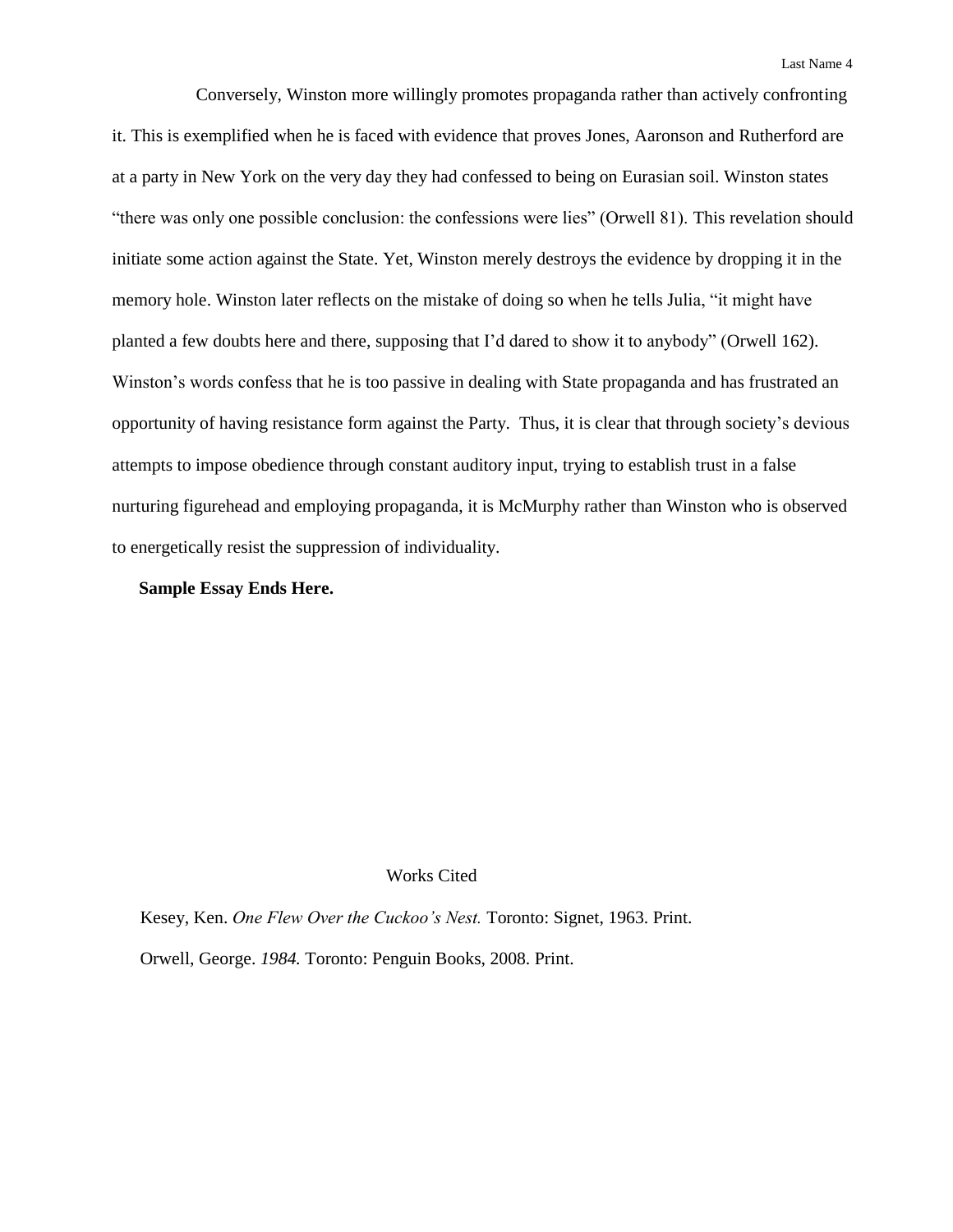Conversely, Winston more willingly promotes propaganda rather than actively confronting it. This is exemplified when he is faced with evidence that proves Jones, Aaronson and Rutherford are at a party in New York on the very day they had confessed to being on Eurasian soil. Winston states "there was only one possible conclusion: the confessions were lies" (Orwell 81). This revelation should initiate some action against the State. Yet, Winston merely destroys the evidence by dropping it in the memory hole. Winston later reflects on the mistake of doing so when he tells Julia, "it might have planted a few doubts here and there, supposing that I'd dared to show it to anybody" (Orwell 162). Winston's words confess that he is too passive in dealing with State propaganda and has frustrated an opportunity of having resistance form against the Party. Thus, it is clear that through society's devious attempts to impose obedience through constant auditory input, trying to establish trust in a false nurturing figurehead and employing propaganda, it is McMurphy rather than Winston who is observed to energetically resist the suppression of individuality.

**Sample Essay Ends Here.**

## Works Cited

Kesey, Ken. *One Flew Over the Cuckoo's Nest.* Toronto: Signet, 1963. Print.

Orwell, George. *1984.* Toronto: Penguin Books, 2008. Print.